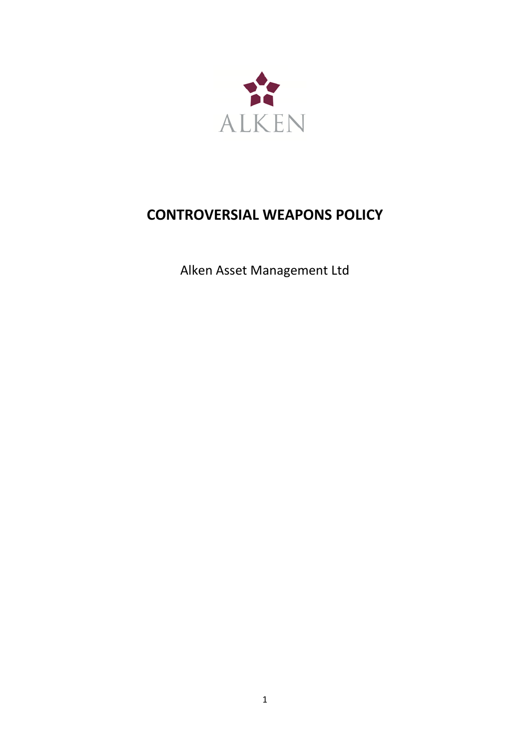ALKEN

# CONTROVERSIAL WEAPONS POLICY

Alken Asset Management Ltd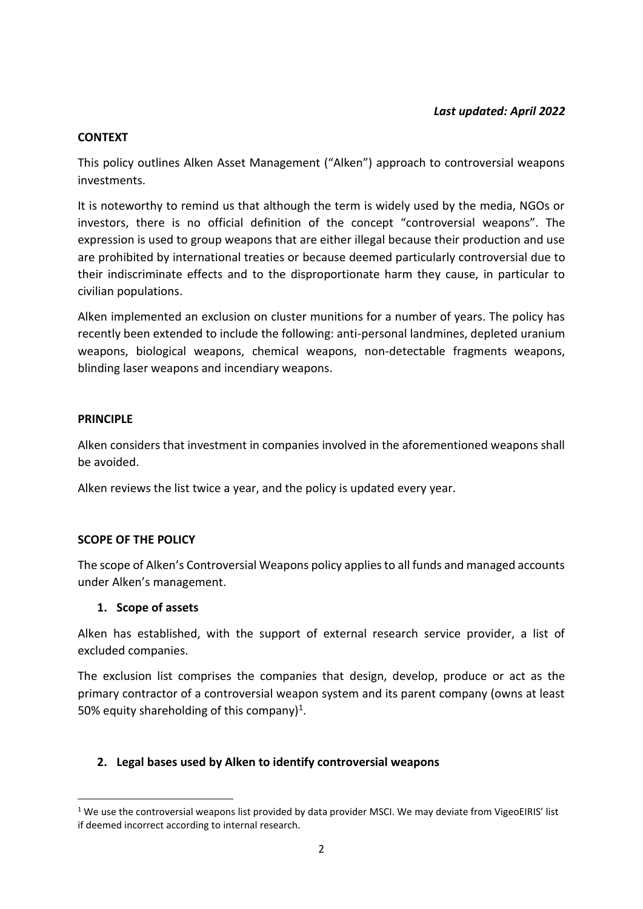***Last updated: April 2022***

## CONTEXT

This policy outlines Alken Asset Management ("Alken") approach to controversial weapons investments.

It is noteworthy to remind us that although the term is widely used by the media, NGOs or investors, there is no official definition of the concept "controversial weapons". The expression is used to group weapons that are either illegal because their production and use are prohibited by international treaties or because deemed particularly controversial due to their indiscriminate effects and to the disproportionate harm they cause, in particular to civilian populations.

Alken implemented an exclusion on cluster munitions for a number of years. The policy has recently been extended to include the following: anti-personal landmines, depleted uranium weapons, biological weapons, chemical weapons, non-detectable fragments weapons, blinding laser weapons and incendiary weapons.

## PRINCIPLE

Alken considers that investment in companies involved in the aforementioned weapons shall be avoided.

Alken reviews the list twice a year, and the policy is updated every year.

## SCOPE OF THE POLICY

The scope of Alken's Controversial Weapons policy applies to all funds and managed accounts under Alken's management.

### 1. Scope of assets

Alken has established, with the support of external research service provider, a list of excluded companies.

The exclusion list comprises the companies that design, develop, produce or act as the primary contractor of a controversial weapon system and its parent company (owns at least 50% equity shareholding of this company)[1].

### 2. Legal bases used by Alken to identify controversial weapons

[1] We use the controversial weapons list provided by data provider MSCI. We may deviate from VigeoEIRIS' list if deemed incorrect according to internal research.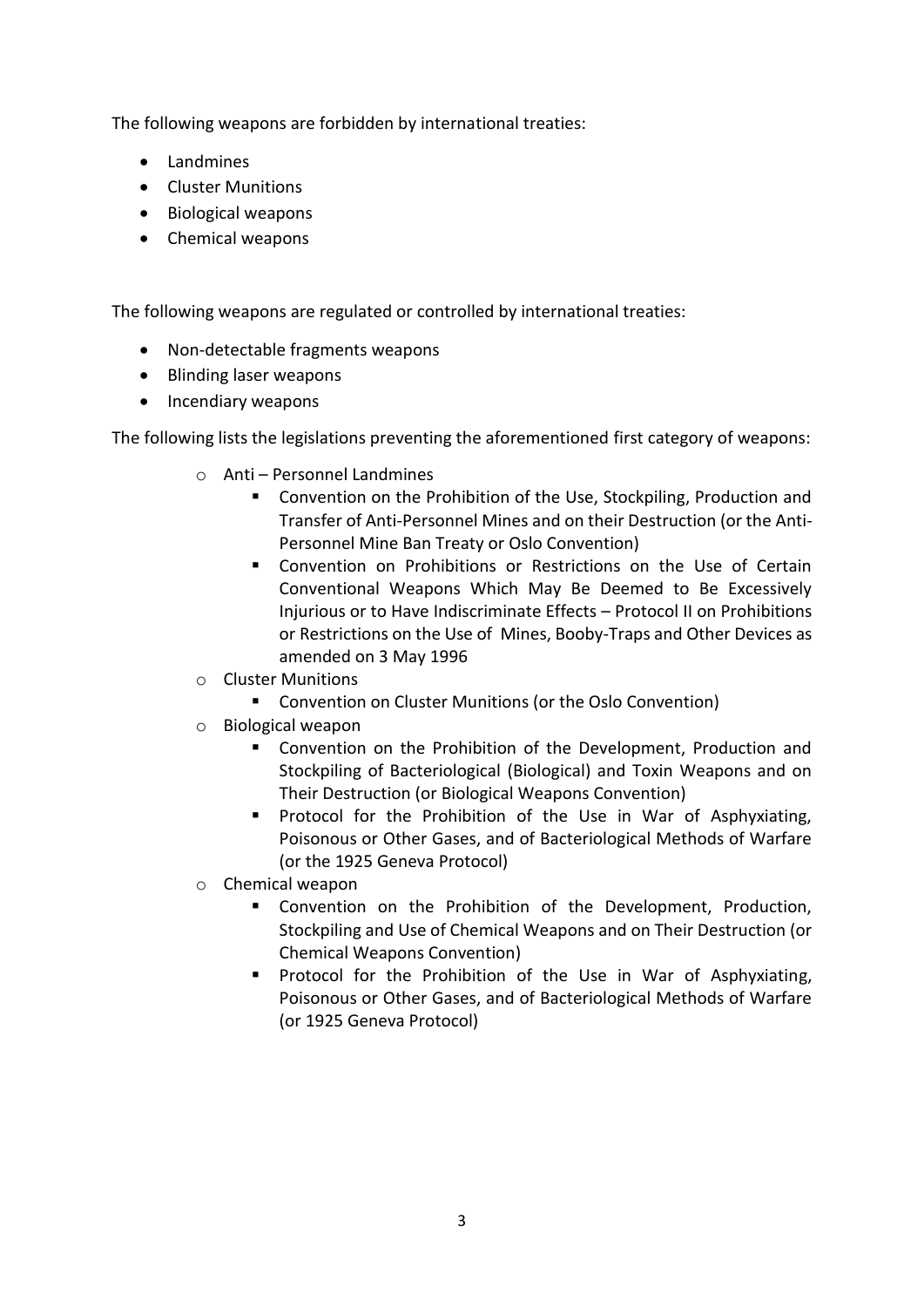The following weapons are forbidden by international treaties:

- Landmines
- Cluster Munitions
- Biological weapons
- Chemical weapons

The following weapons are regulated or controlled by international treaties:

- Non-detectable fragments weapons
- Blinding laser weapons
- Incendiary weapons

The following lists the legislations preventing the aforementioned first category of weapons:

- Anti – Personnel Landmines
  - Convention on the Prohibition of the Use, Stockpiling, Production and Transfer of Anti-Personnel Mines and on their Destruction (or the Anti-Personnel Mine Ban Treaty or Oslo Convention)
  - Convention on Prohibitions or Restrictions on the Use of Certain Conventional Weapons Which May Be Deemed to Be Excessively Injurious or to Have Indiscriminate Effects – Protocol II on Prohibitions or Restrictions on the Use of Mines, Booby-Traps and Other Devices as amended on 3 May 1996
- Cluster Munitions
  - Convention on Cluster Munitions (or the Oslo Convention)
- Biological weapon
  - Convention on the Prohibition of the Development, Production and Stockpiling of Bacteriological (Biological) and Toxin Weapons and on Their Destruction (or Biological Weapons Convention)
  - Protocol for the Prohibition of the Use in War of Asphyxiating, Poisonous or Other Gases, and of Bacteriological Methods of Warfare (or the 1925 Geneva Protocol)
- Chemical weapon
  - Convention on the Prohibition of the Development, Production, Stockpiling and Use of Chemical Weapons and on Their Destruction (or Chemical Weapons Convention)
  - Protocol for the Prohibition of the Use in War of Asphyxiating, Poisonous or Other Gases, and of Bacteriological Methods of Warfare (or 1925 Geneva Protocol)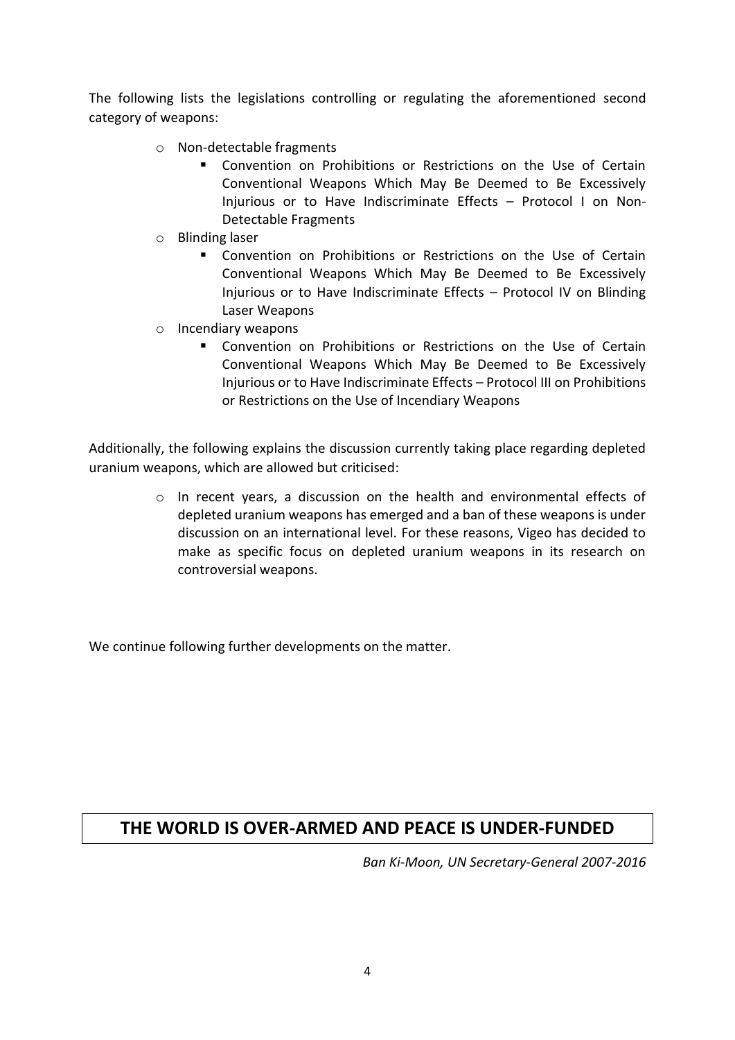The following lists the legislations controlling or regulating the aforementioned second category of weapons:

- Non-detectable fragments
  - Convention on Prohibitions or Restrictions on the Use of Certain Conventional Weapons Which May Be Deemed to Be Excessively Injurious or to Have Indiscriminate Effects – Protocol I on Non-Detectable Fragments
- Blinding laser
  - Convention on Prohibitions or Restrictions on the Use of Certain Conventional Weapons Which May Be Deemed to Be Excessively Injurious or to Have Indiscriminate Effects – Protocol IV on Blinding Laser Weapons
- Incendiary weapons
  - Convention on Prohibitions or Restrictions on the Use of Certain Conventional Weapons Which May Be Deemed to Be Excessively Injurious or to Have Indiscriminate Effects – Protocol III on Prohibitions or Restrictions on the Use of Incendiary Weapons

Additionally, the following explains the discussion currently taking place regarding depleted uranium weapons, which are allowed but criticised:

- In recent years, a discussion on the health and environmental effects of depleted uranium weapons has emerged and a ban of these weapons is under discussion on an international level. For these reasons, Vigeo has decided to make as specific focus on depleted uranium weapons in its research on controversial weapons.

We continue following further developments on the matter.

**THE WORLD IS OVER-ARMED AND PEACE IS UNDER-FUNDED**

*Ban Ki-Moon, UN Secretary-General 2007-2016*